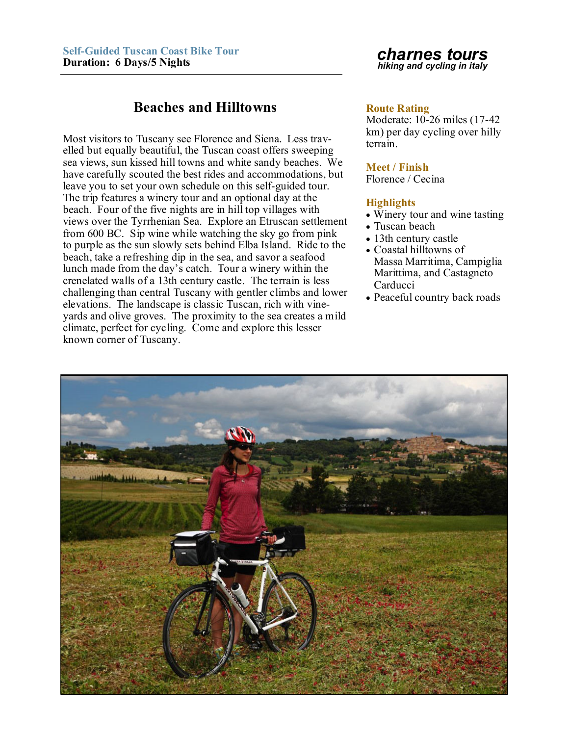**Self-Guided Tuscan Coast Bike Tour**
**Duration: 6 Days/5 Nights**

***charnes tours***
*hiking and cycling in italy*

## Beaches and Hilltowns

Most visitors to Tuscany see Florence and Siena. Less travelled but equally beautiful, the Tuscan coast offers sweeping sea views, sun kissed hill towns and white sandy beaches. We have carefully scouted the best rides and accommodations, but leave you to set your own schedule on this self-guided tour. The trip features a winery tour and an optional day at the beach. Four of the five nights are in hill top villages with views over the Tyrrhenian Sea. Explore an Etruscan settlement from 600 BC. Sip wine while watching the sky go from pink to purple as the sun slowly sets behind Elba Island. Ride to the beach, take a refreshing dip in the sea, and savor a seafood lunch made from the day's catch. Tour a winery within the crenelated walls of a 13th century castle. The terrain is less challenging than central Tuscany with gentler climbs and lower elevations. The landscape is classic Tuscan, rich with vineyards and olive groves. The proximity to the sea creates a mild climate, perfect for cycling. Come and explore this lesser known corner of Tuscany.

### Route Rating

Moderate: 10-26 miles (17-42 km) per day cycling over hilly terrain.

### Meet / Finish

Florence / Cecina

### Highlights

- Winery tour and wine tasting
- Tuscan beach
- 13th century castle
- Coastal hilltowns of Massa Marritima, Campiglia Marittima, and Castagneto Carducci
- Peaceful country back roads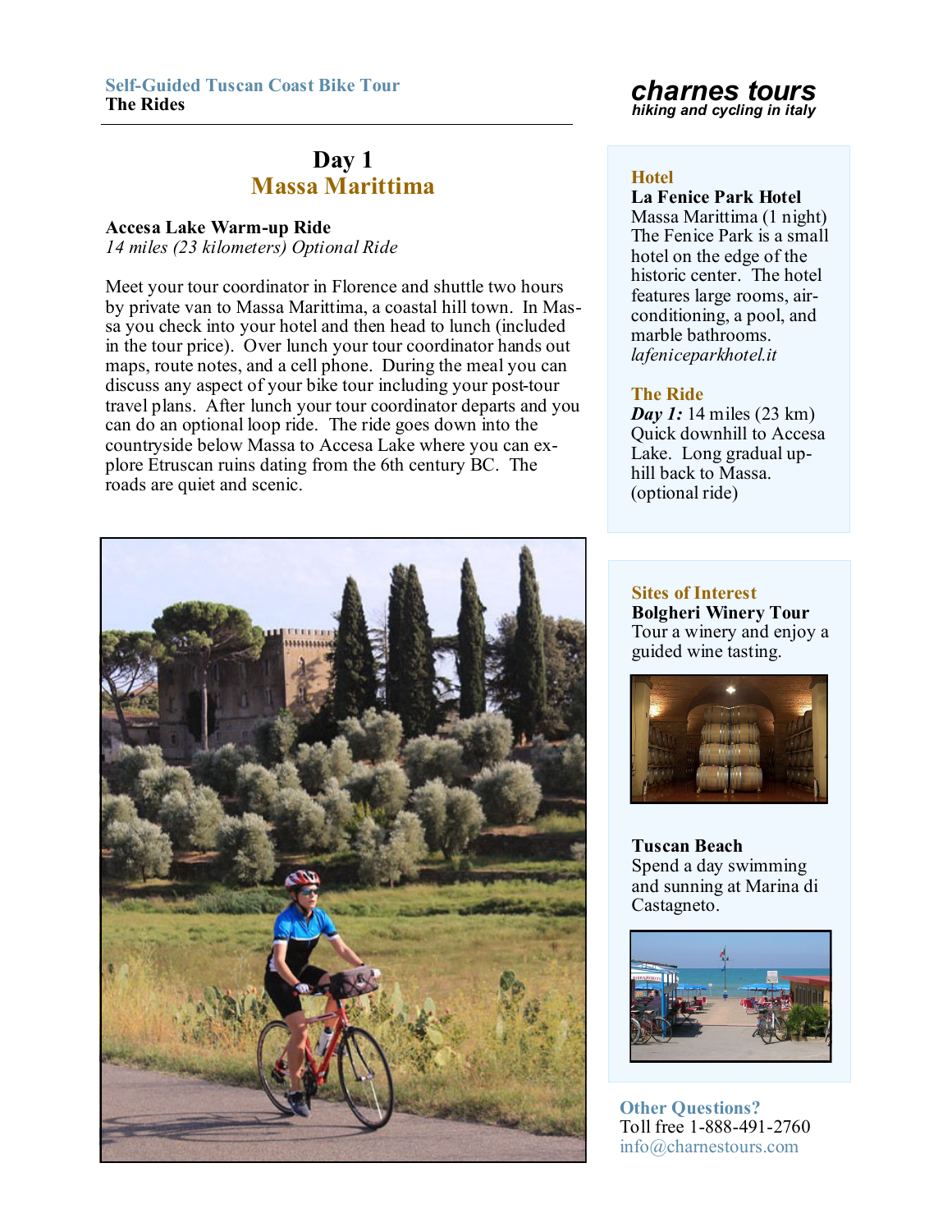# Day 1
## Massa Marittima

### Accesa Lake Warm-up Ride
*14 miles (23 kilometers) Optional Ride*

Meet your tour coordinator in Florence and shuttle two hours by private van to Massa Marittima, a coastal hill town. In Massa you check into your hotel and then head to lunch (included in the tour price). Over lunch your tour coordinator hands out maps, route notes, and a cell phone. During the meal you can discuss any aspect of your bike tour including your post-tour travel plans. After lunch your tour coordinator departs and you can do an optional loop ride. The ride goes down into the countryside below Massa to Accesa Lake where you can explore Etruscan ruins dating from the 6th century BC. The roads are quiet and scenic.

### Hotel
**La Fenice Park Hotel**
Massa Marittima (1 night)
The Fenice Park is a small hotel on the edge of the historic center. The hotel features large rooms, air-conditioning, a pool, and marble bathrooms.
*lafeniceparkhotel.it*

### The Ride
***Day 1:*** 14 miles (23 km)
Quick downhill to Accesa Lake. Long gradual uphill back to Massa. (optional ride)

### Sites of Interest
**Bolgheri Winery Tour**
Tour a winery and enjoy a guided wine tasting.

**Tuscan Beach**
Spend a day swimming and sunning at Marina di Castagneto.

### Other Questions?
Toll free 1-888-491-2760
info@charnestours.com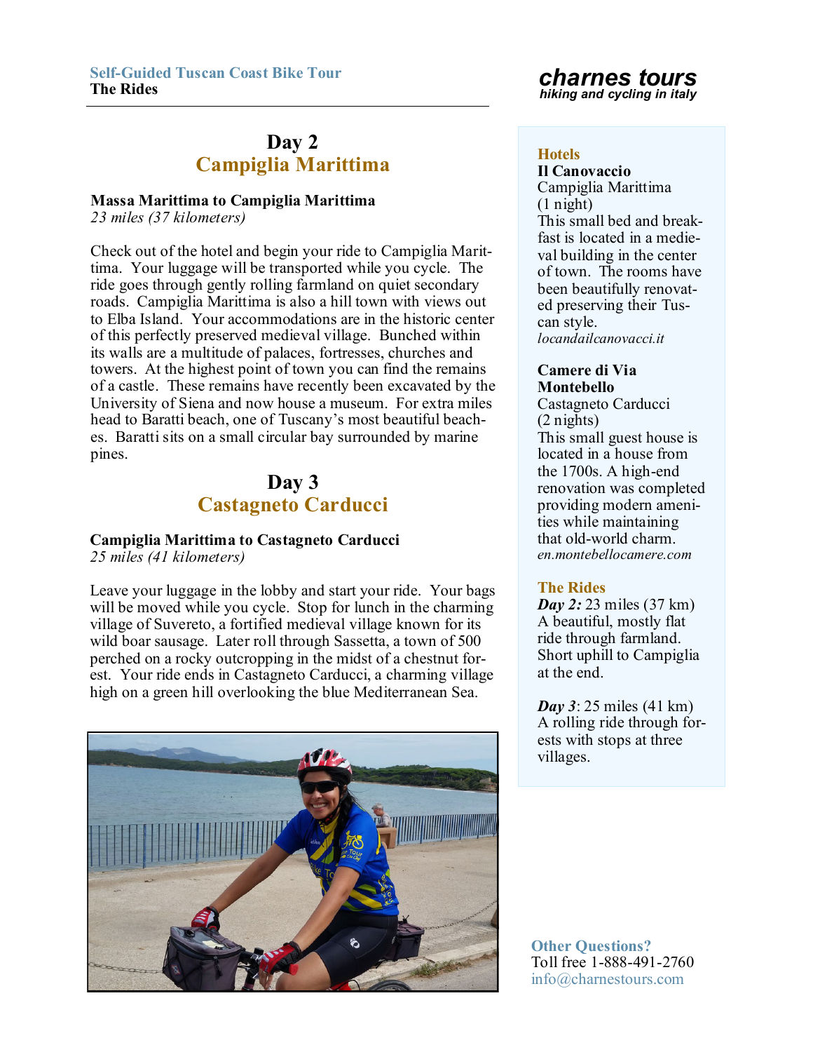**Self-Guided Tuscan Coast Bike Tour**
**The Rides**

# Day 2
## Campiglia Marittima

**Massa Marittima to Campiglia Marittima**
*23 miles (37 kilometers)*

Check out of the hotel and begin your ride to Campiglia Marittima. Your luggage will be transported while you cycle. The ride goes through gently rolling farmland on quiet secondary roads. Campiglia Marittima is also a hill town with views out to Elba Island. Your accommodations are in the historic center of this perfectly preserved medieval village. Bunched within its walls are a multitude of palaces, fortresses, churches and towers. At the highest point of town you can find the remains of a castle. These remains have recently been excavated by the University of Siena and now house a museum. For extra miles head to Baratti beach, one of Tuscany's most beautiful beaches. Baratti sits on a small circular bay surrounded by marine pines.

# Day 3
## Castagneto Carducci

**Campiglia Marittima to Castagneto Carducci**
*25 miles (41 kilometers)*

Leave your luggage in the lobby and start your ride. Your bags will be moved while you cycle. Stop for lunch in the charming village of Suvereto, a fortified medieval village known for its wild boar sausage. Later roll through Sassetta, a town of 500 perched on a rocky outcropping in the midst of a chestnut forest. Your ride ends in Castagneto Carducci, a charming village high on a green hill overlooking the blue Mediterranean Sea.

### Hotels

**Il Canovaccio**
Campiglia Marittima
(1 night)
This small bed and breakfast is located in a medieval building in the center of town. The rooms have been beautifully renovated preserving their Tuscan style.
*locandailcanovacci.it*

**Camere di Via Montebello**
Castagneto Carducci
(2 nights)
This small guest house is located in a house from the 1700s. A high-end renovation was completed providing modern amenities while maintaining that old-world charm.
*en.montebellocamere.com*

### The Rides

***Day 2:*** 23 miles (37 km)
A beautiful, mostly flat ride through farmland. Short uphill to Campiglia at the end.

***Day 3***: 25 miles (41 km)
A rolling ride through forests with stops at three villages.

**Other Questions?**
Toll free 1-888-491-2760
info@charnestours.com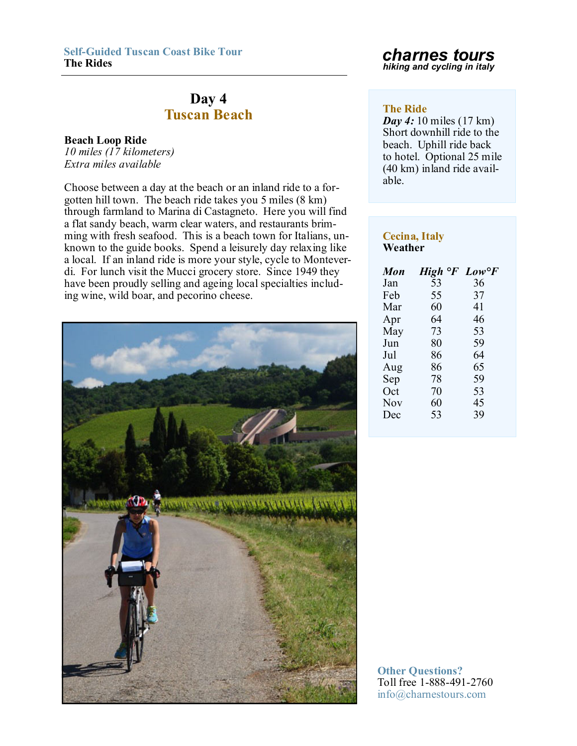# Day 4
## Tuscan Beach

**Beach Loop Ride**
*10 miles (17 kilometers)*
*Extra miles available*

Choose between a day at the beach or an inland ride to a forgotten hill town. The beach ride takes you 5 miles (8 km) through farmland to Marina di Castagneto. Here you will find a flat sandy beach, warm clear waters, and restaurants brimming with fresh seafood. This is a beach town for Italians, unknown to the guide books. Spend a leisurely day relaxing like a local. If an inland ride is more your style, cycle to Monteverdi. For lunch visit the Mucci grocery store. Since 1949 they have been proudly selling and ageing local specialties including wine, wild boar, and pecorino cheese.

### The Ride

***Day 4:*** 10 miles (17 km) Short downhill ride to the beach. Uphill ride back to hotel. Optional 25 mile (40 km) inland ride available.

### Cecina, Italy
**Weather**

| *Mon* | *High °F* | *Low°F* |
|---|---|---|
| Jan | 53 | 36 |
| Feb | 55 | 37 |
| Mar | 60 | 41 |
| Apr | 64 | 46 |
| May | 73 | 53 |
| Jun | 80 | 59 |
| Jul | 86 | 64 |
| Aug | 86 | 65 |
| Sep | 78 | 59 |
| Oct | 70 | 53 |
| Nov | 60 | 45 |
| Dec | 53 | 39 |

### Other Questions?
Toll free 1-888-491-2760
info@charnestours.com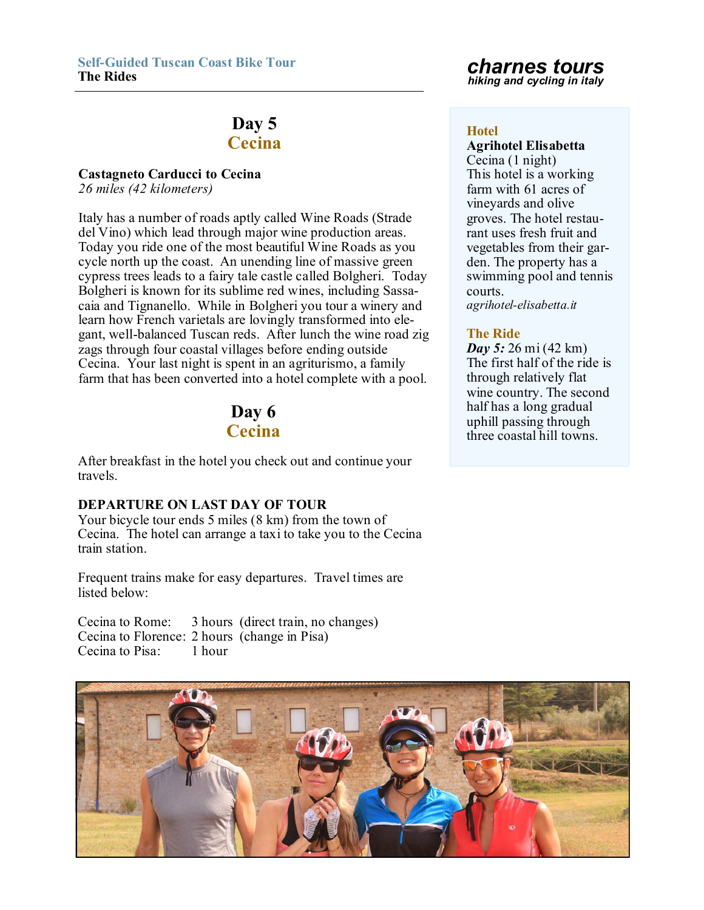## Day 5
## Cecina

**Castagneto Carducci to Cecina**
*26 miles (42 kilometers)*

Italy has a number of roads aptly called Wine Roads (Strade del Vino) which lead through major wine production areas. Today you ride one of the most beautiful Wine Roads as you cycle north up the coast. An unending line of massive green cypress trees leads to a fairy tale castle called Bolgheri. Today Bolgheri is known for its sublime red wines, including Sassacaia and Tignanello. While in Bolgheri you tour a winery and learn how French varietals are lovingly transformed into elegant, well-balanced Tuscan reds. After lunch the wine road zig zags through four coastal villages before ending outside Cecina. Your last night is spent in an agriturismo, a family farm that has been converted into a hotel complete with a pool.

## Day 6
## Cecina

After breakfast in the hotel you check out and continue your travels.

**DEPARTURE ON LAST DAY OF TOUR**
Your bicycle tour ends 5 miles (8 km) from the town of Cecina. The hotel can arrange a taxi to take you to the Cecina train station.

Frequent trains make for easy departures. Travel times are listed below:

| | | |
|---|---|---|
| Cecina to Rome: | 3 hours | (direct train, no changes) |
| Cecina to Florence: | 2 hours | (change in Pisa) |
| Cecina to Pisa: | 1 hour | |

### Hotel

**Agrihotel Elisabetta**
Cecina (1 night)
This hotel is a working farm with 61 acres of vineyards and olive groves. The hotel restaurant uses fresh fruit and vegetables from their garden. The property has a swimming pool and tennis courts.
*agrihotel-elisabetta.it*

### The Ride

***Day 5:*** 26 mi (42 km)
The first half of the ride is through relatively flat wine country. The second half has a long gradual uphill passing through three coastal hill towns.